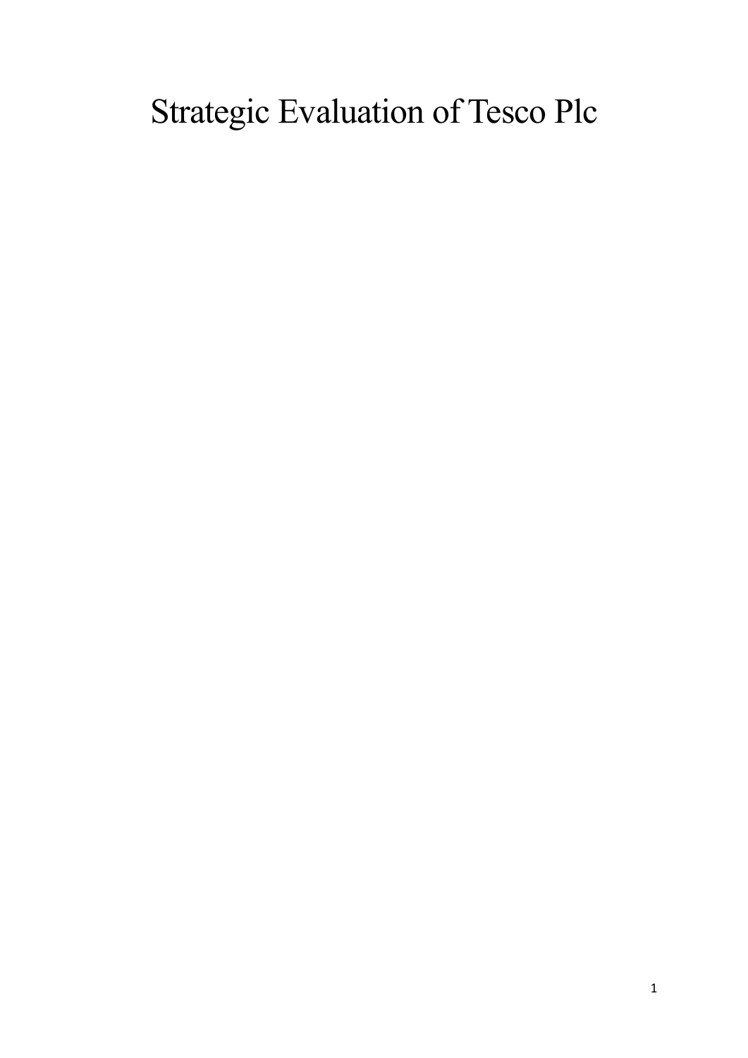# Strategic Evaluation of Tesco Plc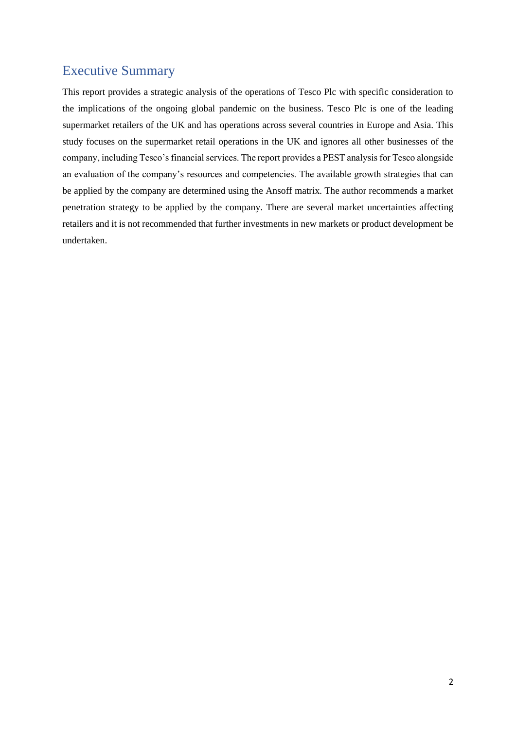# Executive Summary

This report provides a strategic analysis of the operations of Tesco Plc with specific consideration to the implications of the ongoing global pandemic on the business. Tesco Plc is one of the leading supermarket retailers of the UK and has operations across several countries in Europe and Asia. This study focuses on the supermarket retail operations in the UK and ignores all other businesses of the company, including Tesco's financial services. The report provides a PEST analysis for Tesco alongside an evaluation of the company's resources and competencies. The available growth strategies that can be applied by the company are determined using the Ansoff matrix. The author recommends a market penetration strategy to be applied by the company. There are several market uncertainties affecting retailers and it is not recommended that further investments in new markets or product development be undertaken.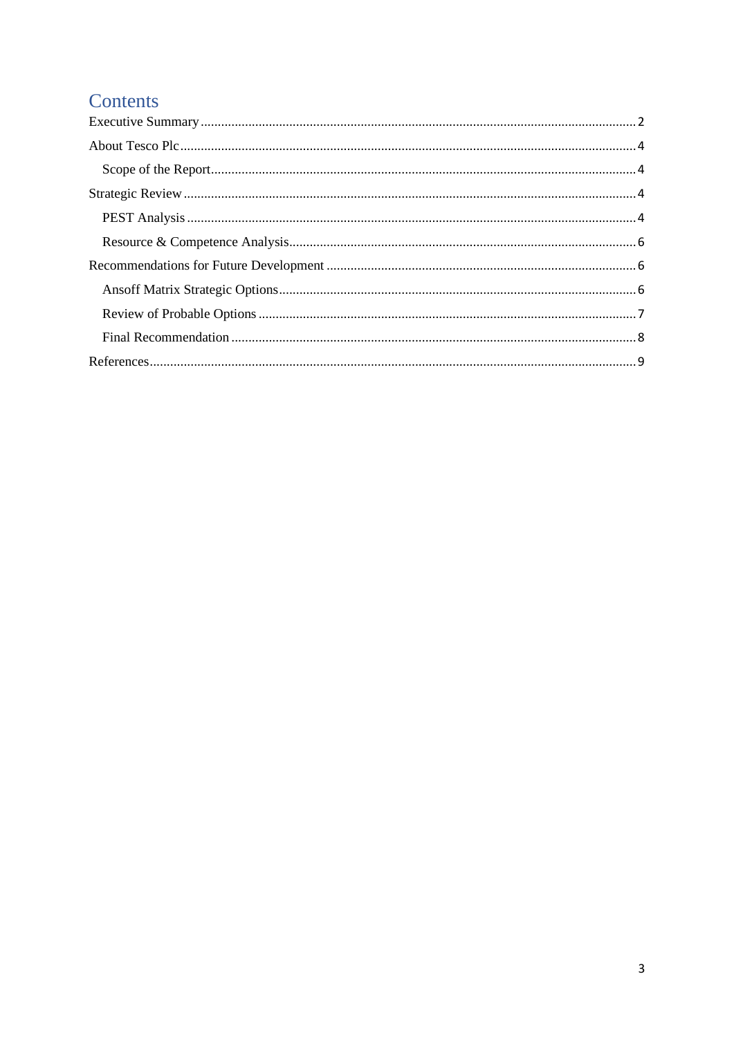# Contents

Executive Summary ..... 2

About Tesco Plc ..... 4

- Scope of the Report ..... 4

Strategic Review ..... 4

- PEST Analysis ..... 4
- Resource & Competence Analysis ..... 6

Recommendations for Future Development ..... 6

- Ansoff Matrix Strategic Options ..... 6
- Review of Probable Options ..... 7
- Final Recommendation ..... 8

References ..... 9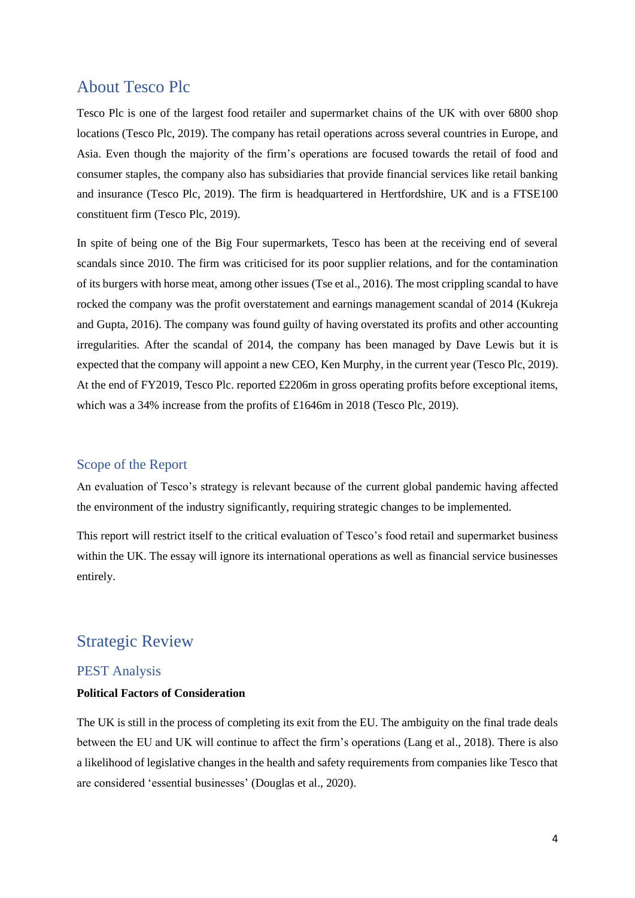## About Tesco Plc

Tesco Plc is one of the largest food retailer and supermarket chains of the UK with over 6800 shop locations (Tesco Plc, 2019). The company has retail operations across several countries in Europe, and Asia. Even though the majority of the firm's operations are focused towards the retail of food and consumer staples, the company also has subsidiaries that provide financial services like retail banking and insurance (Tesco Plc, 2019). The firm is headquartered in Hertfordshire, UK and is a FTSE100 constituent firm (Tesco Plc, 2019).

In spite of being one of the Big Four supermarkets, Tesco has been at the receiving end of several scandals since 2010. The firm was criticised for its poor supplier relations, and for the contamination of its burgers with horse meat, among other issues (Tse et al., 2016). The most crippling scandal to have rocked the company was the profit overstatement and earnings management scandal of 2014 (Kukreja and Gupta, 2016). The company was found guilty of having overstated its profits and other accounting irregularities. After the scandal of 2014, the company has been managed by Dave Lewis but it is expected that the company will appoint a new CEO, Ken Murphy, in the current year (Tesco Plc, 2019). At the end of FY2019, Tesco Plc. reported £2206m in gross operating profits before exceptional items, which was a 34% increase from the profits of £1646m in 2018 (Tesco Plc, 2019).

### Scope of the Report

An evaluation of Tesco's strategy is relevant because of the current global pandemic having affected the environment of the industry significantly, requiring strategic changes to be implemented.

This report will restrict itself to the critical evaluation of Tesco's food retail and supermarket business within the UK. The essay will ignore its international operations as well as financial service businesses entirely.

## Strategic Review

### PEST Analysis

**Political Factors of Consideration**

The UK is still in the process of completing its exit from the EU. The ambiguity on the final trade deals between the EU and UK will continue to affect the firm's operations (Lang et al., 2018). There is also a likelihood of legislative changes in the health and safety requirements from companies like Tesco that are considered 'essential businesses' (Douglas et al., 2020).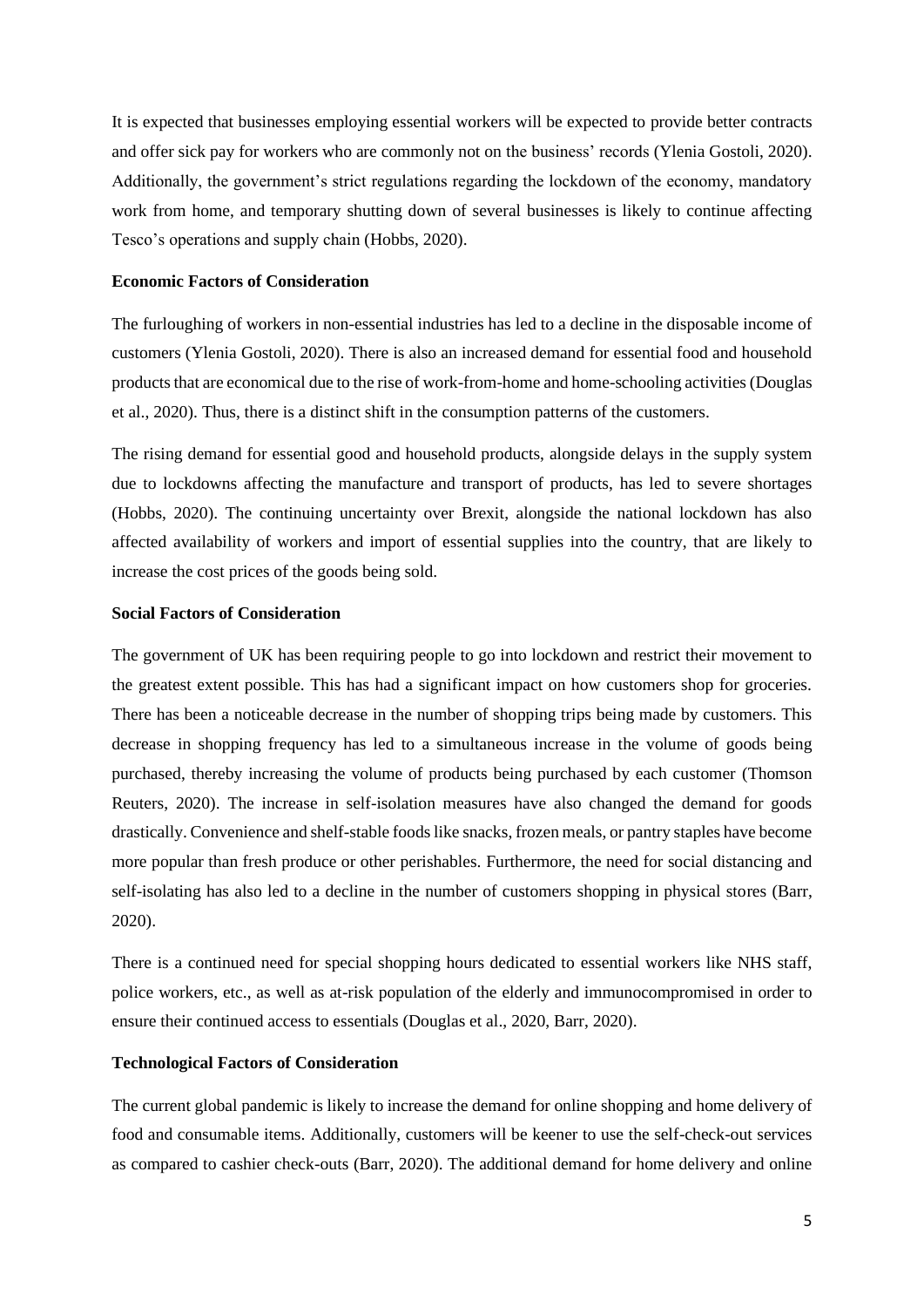It is expected that businesses employing essential workers will be expected to provide better contracts and offer sick pay for workers who are commonly not on the business' records (Ylenia Gostoli, 2020). Additionally, the government's strict regulations regarding the lockdown of the economy, mandatory work from home, and temporary shutting down of several businesses is likely to continue affecting Tesco's operations and supply chain (Hobbs, 2020).

**Economic Factors of Consideration**

The furloughing of workers in non-essential industries has led to a decline in the disposable income of customers (Ylenia Gostoli, 2020). There is also an increased demand for essential food and household products that are economical due to the rise of work-from-home and home-schooling activities (Douglas et al., 2020). Thus, there is a distinct shift in the consumption patterns of the customers.

The rising demand for essential good and household products, alongside delays in the supply system due to lockdowns affecting the manufacture and transport of products, has led to severe shortages (Hobbs, 2020). The continuing uncertainty over Brexit, alongside the national lockdown has also affected availability of workers and import of essential supplies into the country, that are likely to increase the cost prices of the goods being sold.

**Social Factors of Consideration**

The government of UK has been requiring people to go into lockdown and restrict their movement to the greatest extent possible. This has had a significant impact on how customers shop for groceries. There has been a noticeable decrease in the number of shopping trips being made by customers. This decrease in shopping frequency has led to a simultaneous increase in the volume of goods being purchased, thereby increasing the volume of products being purchased by each customer (Thomson Reuters, 2020). The increase in self-isolation measures have also changed the demand for goods drastically. Convenience and shelf-stable foods like snacks, frozen meals, or pantry staples have become more popular than fresh produce or other perishables. Furthermore, the need for social distancing and self-isolating has also led to a decline in the number of customers shopping in physical stores (Barr, 2020).

There is a continued need for special shopping hours dedicated to essential workers like NHS staff, police workers, etc., as well as at-risk population of the elderly and immunocompromised in order to ensure their continued access to essentials (Douglas et al., 2020, Barr, 2020).

**Technological Factors of Consideration**

The current global pandemic is likely to increase the demand for online shopping and home delivery of food and consumable items. Additionally, customers will be keener to use the self-check-out services as compared to cashier check-outs (Barr, 2020). The additional demand for home delivery and online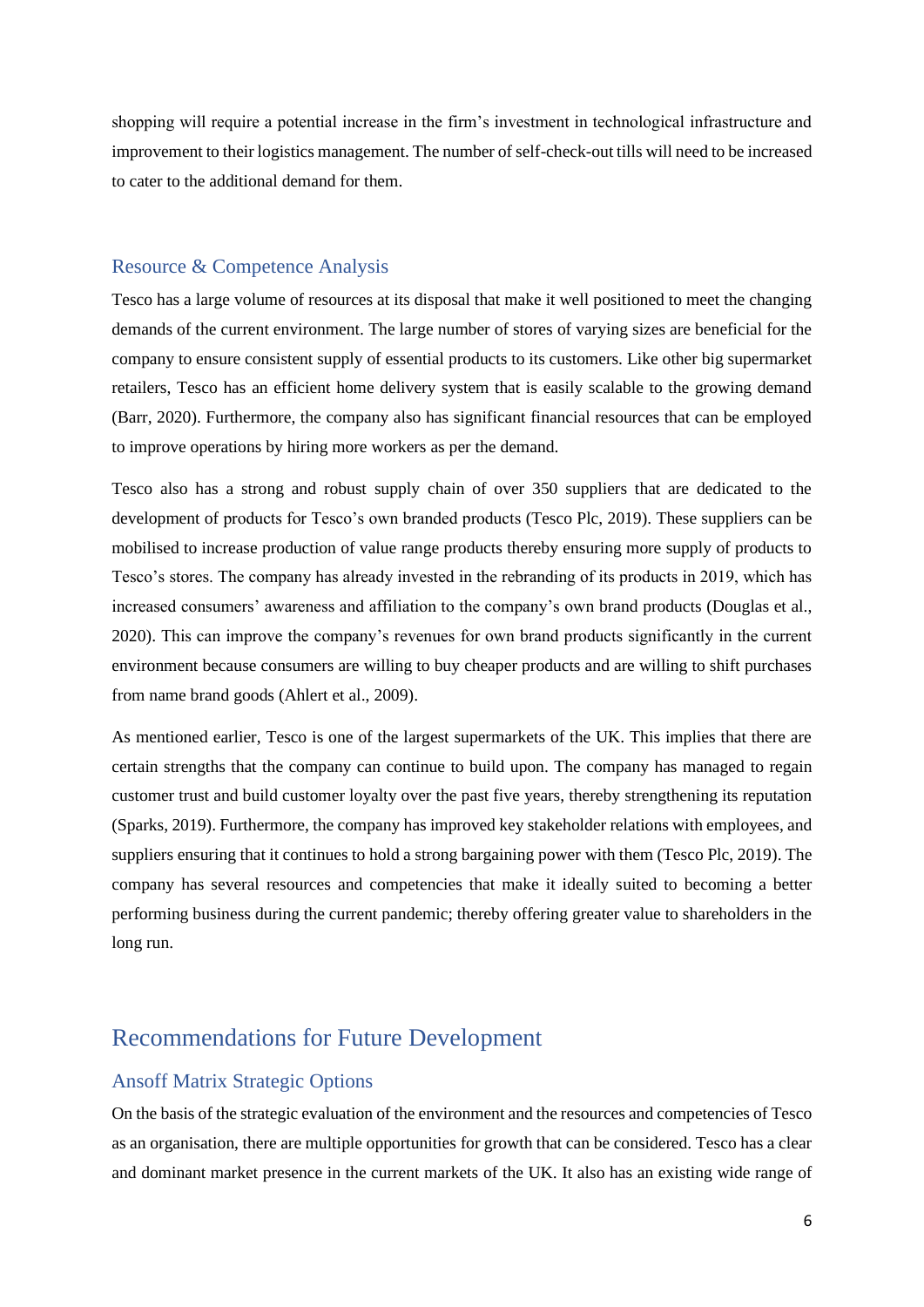shopping will require a potential increase in the firm's investment in technological infrastructure and improvement to their logistics management. The number of self-check-out tills will need to be increased to cater to the additional demand for them.

### Resource & Competence Analysis

Tesco has a large volume of resources at its disposal that make it well positioned to meet the changing demands of the current environment. The large number of stores of varying sizes are beneficial for the company to ensure consistent supply of essential products to its customers. Like other big supermarket retailers, Tesco has an efficient home delivery system that is easily scalable to the growing demand (Barr, 2020). Furthermore, the company also has significant financial resources that can be employed to improve operations by hiring more workers as per the demand.

Tesco also has a strong and robust supply chain of over 350 suppliers that are dedicated to the development of products for Tesco's own branded products (Tesco Plc, 2019). These suppliers can be mobilised to increase production of value range products thereby ensuring more supply of products to Tesco's stores. The company has already invested in the rebranding of its products in 2019, which has increased consumers' awareness and affiliation to the company's own brand products (Douglas et al., 2020). This can improve the company's revenues for own brand products significantly in the current environment because consumers are willing to buy cheaper products and are willing to shift purchases from name brand goods (Ahlert et al., 2009).

As mentioned earlier, Tesco is one of the largest supermarkets of the UK. This implies that there are certain strengths that the company can continue to build upon. The company has managed to regain customer trust and build customer loyalty over the past five years, thereby strengthening its reputation (Sparks, 2019). Furthermore, the company has improved key stakeholder relations with employees, and suppliers ensuring that it continues to hold a strong bargaining power with them (Tesco Plc, 2019). The company has several resources and competencies that make it ideally suited to becoming a better performing business during the current pandemic; thereby offering greater value to shareholders in the long run.

## Recommendations for Future Development

### Ansoff Matrix Strategic Options

On the basis of the strategic evaluation of the environment and the resources and competencies of Tesco as an organisation, there are multiple opportunities for growth that can be considered. Tesco has a clear and dominant market presence in the current markets of the UK. It also has an existing wide range of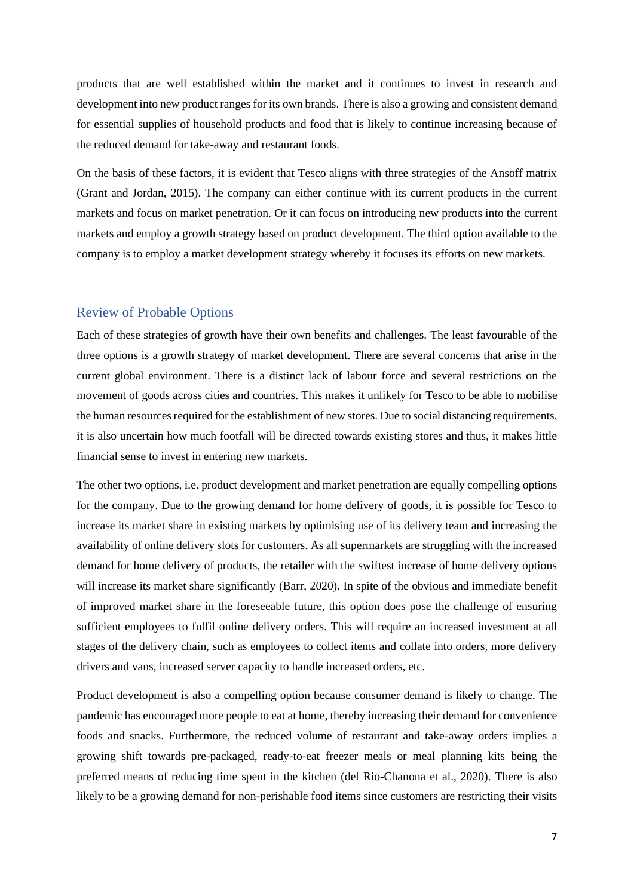products that are well established within the market and it continues to invest in research and development into new product ranges for its own brands. There is also a growing and consistent demand for essential supplies of household products and food that is likely to continue increasing because of the reduced demand for take-away and restaurant foods.

On the basis of these factors, it is evident that Tesco aligns with three strategies of the Ansoff matrix (Grant and Jordan, 2015). The company can either continue with its current products in the current markets and focus on market penetration. Or it can focus on introducing new products into the current markets and employ a growth strategy based on product development. The third option available to the company is to employ a market development strategy whereby it focuses its efforts on new markets.

## Review of Probable Options

Each of these strategies of growth have their own benefits and challenges. The least favourable of the three options is a growth strategy of market development. There are several concerns that arise in the current global environment. There is a distinct lack of labour force and several restrictions on the movement of goods across cities and countries. This makes it unlikely for Tesco to be able to mobilise the human resources required for the establishment of new stores. Due to social distancing requirements, it is also uncertain how much footfall will be directed towards existing stores and thus, it makes little financial sense to invest in entering new markets.

The other two options, i.e. product development and market penetration are equally compelling options for the company. Due to the growing demand for home delivery of goods, it is possible for Tesco to increase its market share in existing markets by optimising use of its delivery team and increasing the availability of online delivery slots for customers. As all supermarkets are struggling with the increased demand for home delivery of products, the retailer with the swiftest increase of home delivery options will increase its market share significantly (Barr, 2020). In spite of the obvious and immediate benefit of improved market share in the foreseeable future, this option does pose the challenge of ensuring sufficient employees to fulfil online delivery orders. This will require an increased investment at all stages of the delivery chain, such as employees to collect items and collate into orders, more delivery drivers and vans, increased server capacity to handle increased orders, etc.

Product development is also a compelling option because consumer demand is likely to change. The pandemic has encouraged more people to eat at home, thereby increasing their demand for convenience foods and snacks. Furthermore, the reduced volume of restaurant and take-away orders implies a growing shift towards pre-packaged, ready-to-eat freezer meals or meal planning kits being the preferred means of reducing time spent in the kitchen (del Rio-Chanona et al., 2020). There is also likely to be a growing demand for non-perishable food items since customers are restricting their visits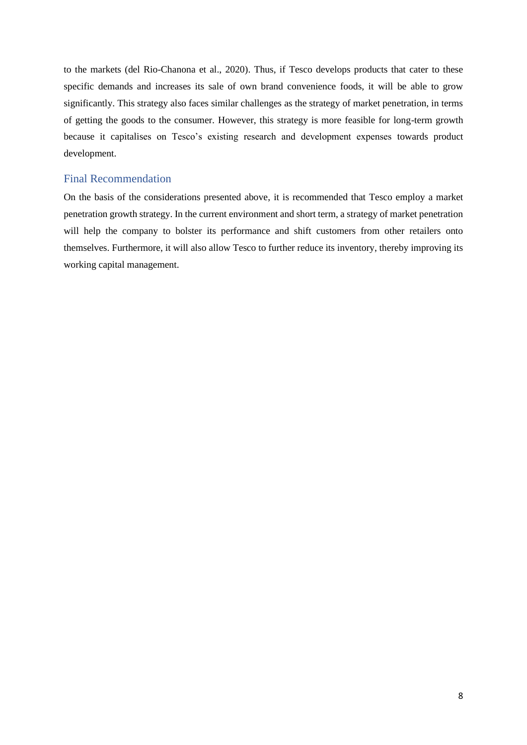to the markets (del Rio-Chanona et al., 2020). Thus, if Tesco develops products that cater to these specific demands and increases its sale of own brand convenience foods, it will be able to grow significantly. This strategy also faces similar challenges as the strategy of market penetration, in terms of getting the goods to the consumer. However, this strategy is more feasible for long-term growth because it capitalises on Tesco's existing research and development expenses towards product development.

## Final Recommendation

On the basis of the considerations presented above, it is recommended that Tesco employ a market penetration growth strategy. In the current environment and short term, a strategy of market penetration will help the company to bolster its performance and shift customers from other retailers onto themselves. Furthermore, it will also allow Tesco to further reduce its inventory, thereby improving its working capital management.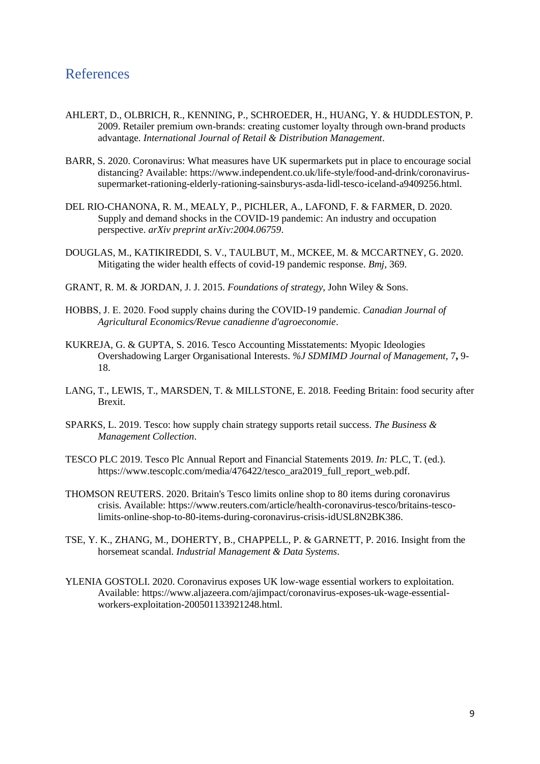# References

AHLERT, D., OLBRICH, R., KENNING, P., SCHROEDER, H., HUANG, Y. & HUDDLESTON, P. 2009. Retailer premium own-brands: creating customer loyalty through own-brand products advantage. *International Journal of Retail & Distribution Management*.

BARR, S. 2020. Coronavirus: What measures have UK supermarkets put in place to encourage social distancing? Available: https://www.independent.co.uk/life-style/food-and-drink/coronavirus-supermarket-rationing-elderly-rationing-sainsburys-asda-lidl-tesco-iceland-a9409256.html.

DEL RIO-CHANONA, R. M., MEALY, P., PICHLER, A., LAFOND, F. & FARMER, D. 2020. Supply and demand shocks in the COVID-19 pandemic: An industry and occupation perspective. *arXiv preprint arXiv:2004.06759*.

DOUGLAS, M., KATIKIREDDI, S. V., TAULBUT, M., MCKEE, M. & MCCARTNEY, G. 2020. Mitigating the wider health effects of covid-19 pandemic response. *Bmj,* 369.

GRANT, R. M. & JORDAN, J. J. 2015. *Foundations of strategy*, John Wiley & Sons.

HOBBS, J. E. 2020. Food supply chains during the COVID-19 pandemic. *Canadian Journal of Agricultural Economics/Revue canadienne d'agroeconomie*.

KUKREJA, G. & GUPTA, S. 2016. Tesco Accounting Misstatements: Myopic Ideologies Overshadowing Larger Organisational Interests. *%J SDMIMD Journal of Management,* 7**,** 9-18.

LANG, T., LEWIS, T., MARSDEN, T. & MILLSTONE, E. 2018. Feeding Britain: food security after Brexit.

SPARKS, L. 2019. Tesco: how supply chain strategy supports retail success. *The Business & Management Collection*.

TESCO PLC 2019. Tesco Plc Annual Report and Financial Statements 2019. *In:* PLC, T. (ed.). https://www.tescoplc.com/media/476422/tesco_ara2019_full_report_web.pdf.

THOMSON REUTERS. 2020. Britain's Tesco limits online shop to 80 items during coronavirus crisis. Available: https://www.reuters.com/article/health-coronavirus-tesco/britains-tesco-limits-online-shop-to-80-items-during-coronavirus-crisis-idUSL8N2BK386.

TSE, Y. K., ZHANG, M., DOHERTY, B., CHAPPELL, P. & GARNETT, P. 2016. Insight from the horsemeat scandal. *Industrial Management & Data Systems*.

YLENIA GOSTOLI. 2020. Coronavirus exposes UK low-wage essential workers to exploitation. Available: https://www.aljazeera.com/ajimpact/coronavirus-exposes-uk-wage-essential-workers-exploitation-200501133921248.html.